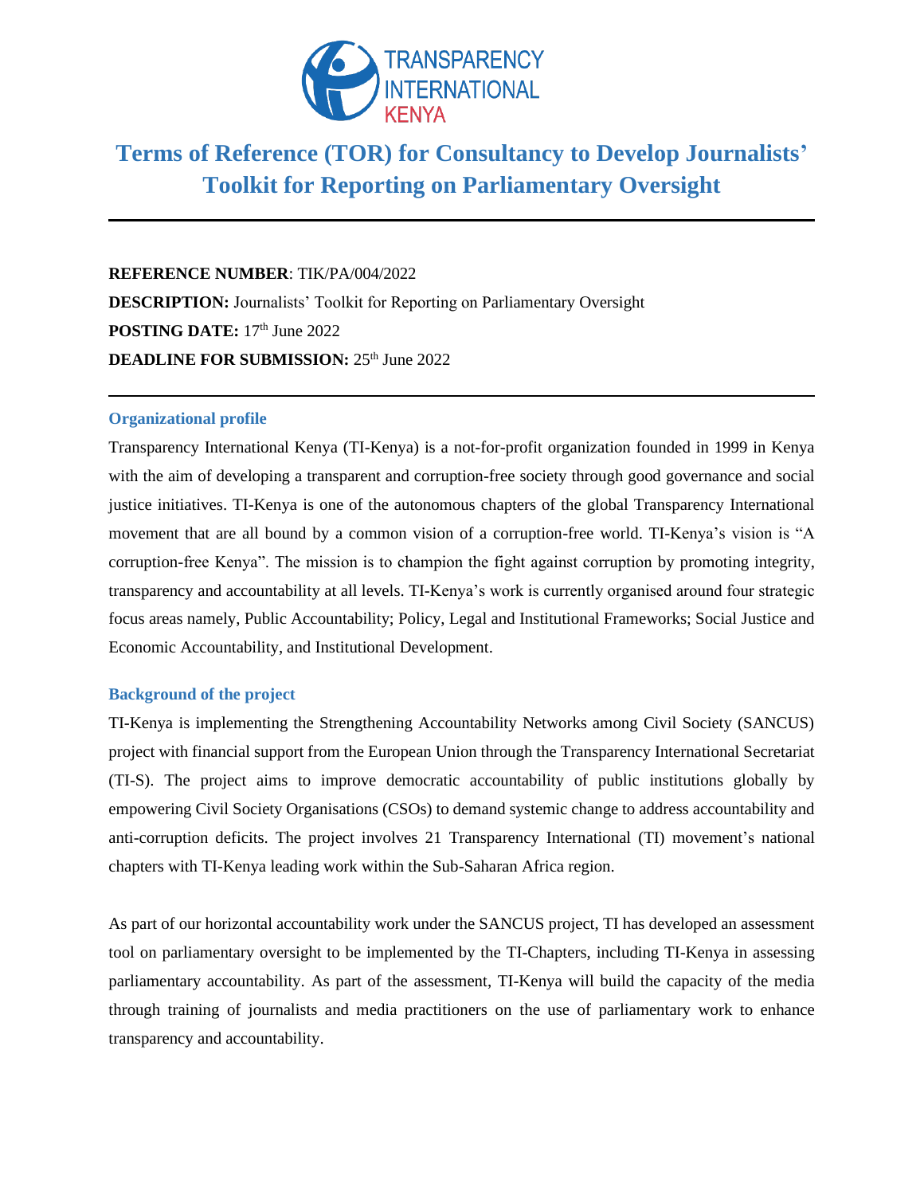# Terms of Reference (TOR) for Consultancy to Develop Journalists' Toolkit for Reporting on Parliamentary Oversight

**REFERENCE NUMBER**: TIK/PA/004/2022

**DESCRIPTION:** Journalists' Toolkit for Reporting on Parliamentary Oversight

**POSTING DATE:** 17th June 2022

**DEADLINE FOR SUBMISSION:** 25th June 2022

## Organizational profile

Transparency International Kenya (TI-Kenya) is a not-for-profit organization founded in 1999 in Kenya with the aim of developing a transparent and corruption-free society through good governance and social justice initiatives. TI-Kenya is one of the autonomous chapters of the global Transparency International movement that are all bound by a common vision of a corruption-free world. TI-Kenya's vision is "A corruption-free Kenya". The mission is to champion the fight against corruption by promoting integrity, transparency and accountability at all levels. TI-Kenya's work is currently organised around four strategic focus areas namely, Public Accountability; Policy, Legal and Institutional Frameworks; Social Justice and Economic Accountability, and Institutional Development.

## Background of the project

TI-Kenya is implementing the Strengthening Accountability Networks among Civil Society (SANCUS) project with financial support from the European Union through the Transparency International Secretariat (TI-S). The project aims to improve democratic accountability of public institutions globally by empowering Civil Society Organisations (CSOs) to demand systemic change to address accountability and anti-corruption deficits. The project involves 21 Transparency International (TI) movement's national chapters with TI-Kenya leading work within the Sub-Saharan Africa region.

As part of our horizontal accountability work under the SANCUS project, TI has developed an assessment tool on parliamentary oversight to be implemented by the TI-Chapters, including TI-Kenya in assessing parliamentary accountability. As part of the assessment, TI-Kenya will build the capacity of the media through training of journalists and media practitioners on the use of parliamentary work to enhance transparency and accountability.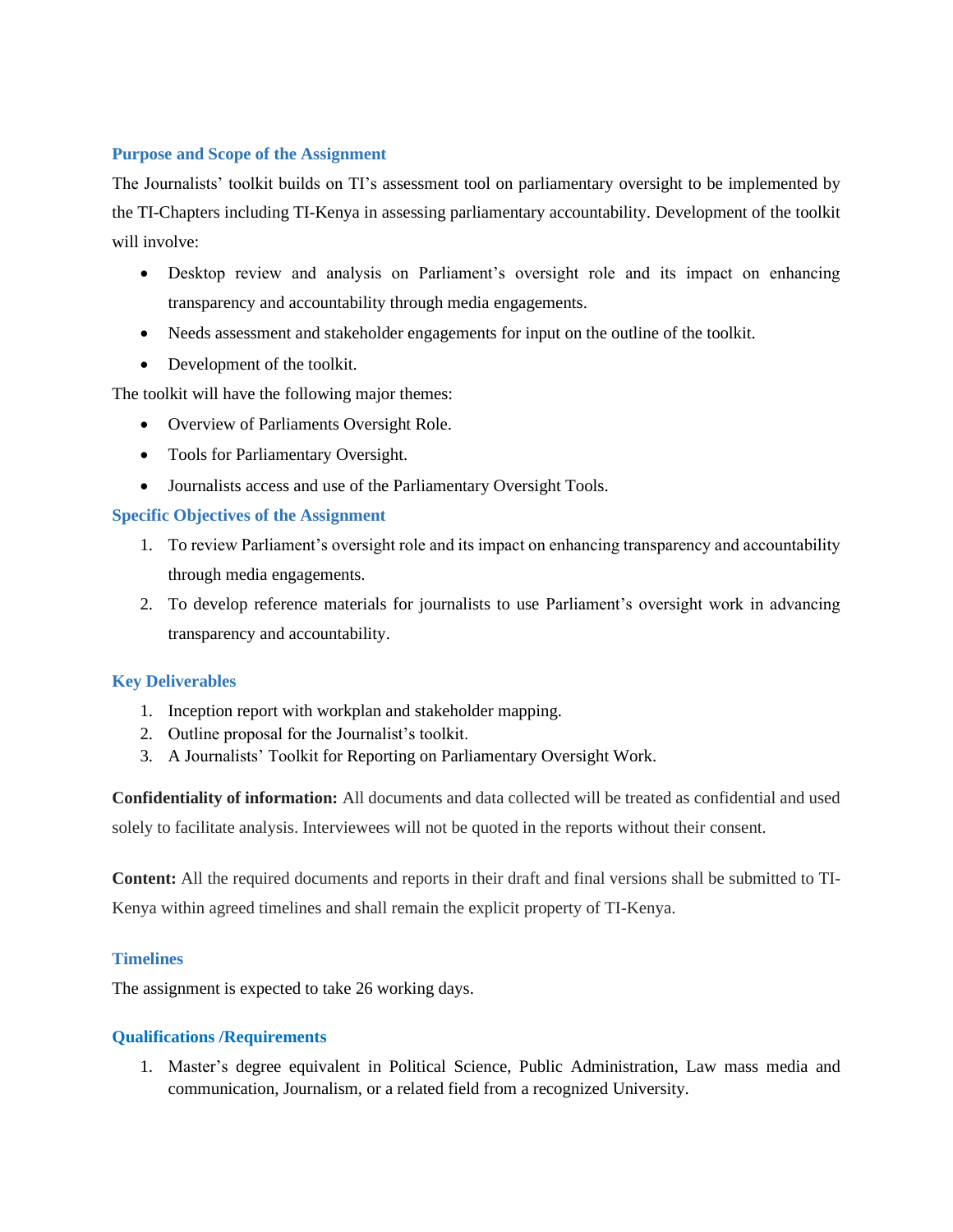### Purpose and Scope of the Assignment

The Journalists' toolkit builds on TI's assessment tool on parliamentary oversight to be implemented by the TI-Chapters including TI-Kenya in assessing parliamentary accountability. Development of the toolkit will involve:

- Desktop review and analysis on Parliament's oversight role and its impact on enhancing transparency and accountability through media engagements.
- Needs assessment and stakeholder engagements for input on the outline of the toolkit.
- Development of the toolkit.

The toolkit will have the following major themes:

- Overview of Parliaments Oversight Role.
- Tools for Parliamentary Oversight.
- Journalists access and use of the Parliamentary Oversight Tools.

### Specific Objectives of the Assignment

1. To review Parliament's oversight role and its impact on enhancing transparency and accountability through media engagements.
2. To develop reference materials for journalists to use Parliament's oversight work in advancing transparency and accountability.

### Key Deliverables

1. Inception report with workplan and stakeholder mapping.
2. Outline proposal for the Journalist's toolkit.
3. A Journalists' Toolkit for Reporting on Parliamentary Oversight Work.

**Confidentiality of information:** All documents and data collected will be treated as confidential and used solely to facilitate analysis. Interviewees will not be quoted in the reports without their consent.

**Content:** All the required documents and reports in their draft and final versions shall be submitted to TI-Kenya within agreed timelines and shall remain the explicit property of TI-Kenya.

### Timelines

The assignment is expected to take 26 working days.

### Qualifications /Requirements

1. Master's degree equivalent in Political Science, Public Administration, Law mass media and communication, Journalism, or a related field from a recognized University.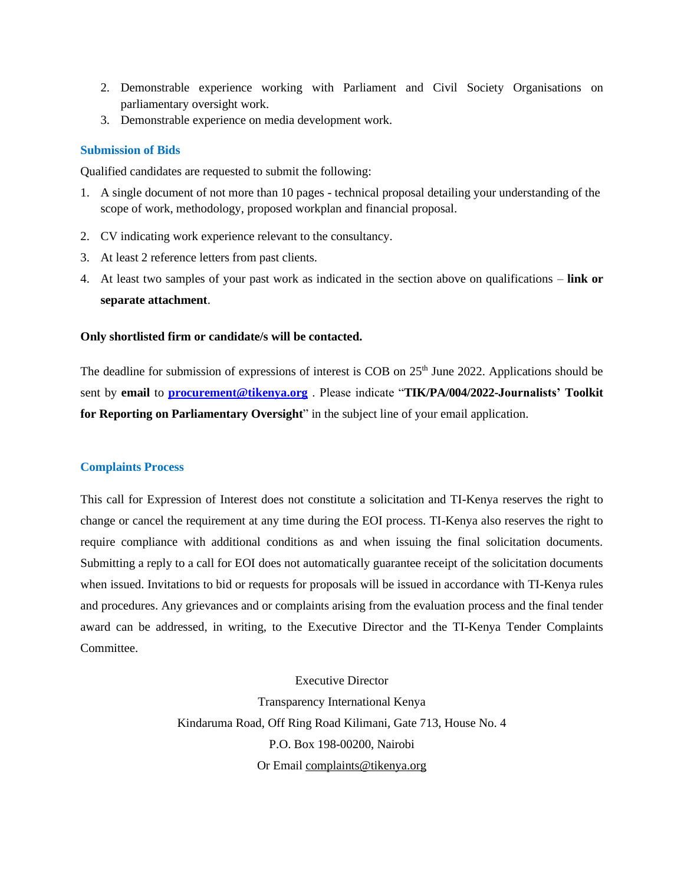2. Demonstrable experience working with Parliament and Civil Society Organisations on parliamentary oversight work.
3. Demonstrable experience on media development work.

### Submission of Bids

Qualified candidates are requested to submit the following:

1. A single document of not more than 10 pages - technical proposal detailing your understanding of the scope of work, methodology, proposed workplan and financial proposal.
2. CV indicating work experience relevant to the consultancy.
3. At least 2 reference letters from past clients.
4. At least two samples of your past work as indicated in the section above on qualifications – **link or separate attachment**.

**Only shortlisted firm or candidate/s will be contacted.**

The deadline for submission of expressions of interest is COB on 25th June 2022. Applications should be sent by **email** to **procurement@tikenya.org** . Please indicate "**TIK/PA/004/2022-Journalists' Toolkit for Reporting on Parliamentary Oversight**" in the subject line of your email application.

### Complaints Process

This call for Expression of Interest does not constitute a solicitation and TI-Kenya reserves the right to change or cancel the requirement at any time during the EOI process. TI-Kenya also reserves the right to require compliance with additional conditions as and when issuing the final solicitation documents. Submitting a reply to a call for EOI does not automatically guarantee receipt of the solicitation documents when issued. Invitations to bid or requests for proposals will be issued in accordance with TI-Kenya rules and procedures. Any grievances and or complaints arising from the evaluation process and the final tender award can be addressed, in writing, to the Executive Director and the TI-Kenya Tender Complaints Committee.

Executive Director
Transparency International Kenya
Kindaruma Road, Off Ring Road Kilimani, Gate 713, House No. 4
P.O. Box 198-00200, Nairobi
Or Email complaints@tikenya.org